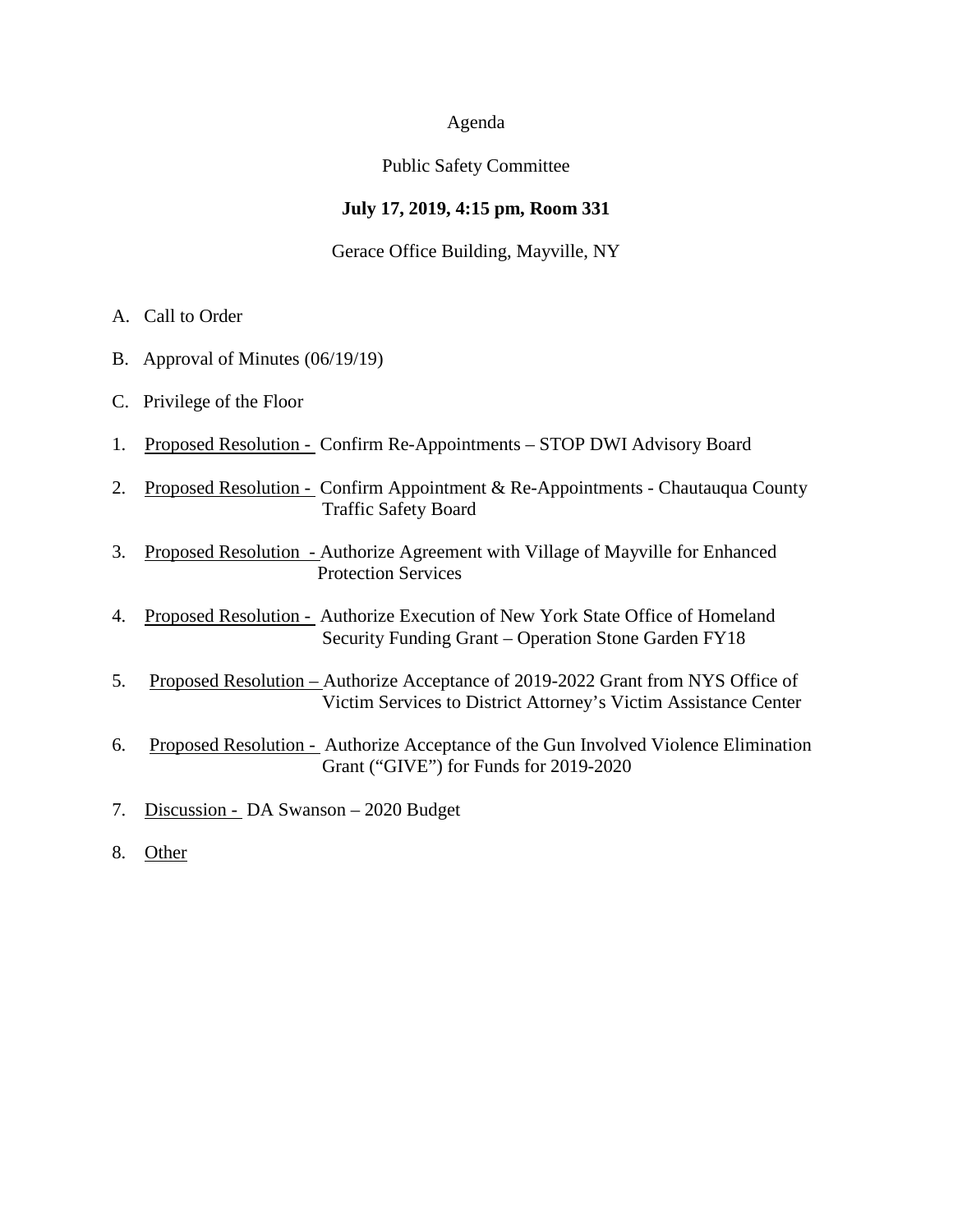# Agenda

## Public Safety Committee

**July 17, 2019, 4:15 pm, Room 331**

Gerace Office Building, Mayville, NY

A. Call to Order

B. Approval of Minutes (06/19/19)

C. Privilege of the Floor

1. Proposed Resolution - Confirm Re-Appointments – STOP DWI Advisory Board

2. Proposed Resolution - Confirm Appointment & Re-Appointments - Chautauqua County Traffic Safety Board

3. Proposed Resolution - Authorize Agreement with Village of Mayville for Enhanced Protection Services

4. Proposed Resolution - Authorize Execution of New York State Office of Homeland Security Funding Grant – Operation Stone Garden FY18

5. Proposed Resolution – Authorize Acceptance of 2019-2022 Grant from NYS Office of Victim Services to District Attorney's Victim Assistance Center

6. Proposed Resolution - Authorize Acceptance of the Gun Involved Violence Elimination Grant ("GIVE") for Funds for 2019-2020

7. Discussion - DA Swanson – 2020 Budget

8. Other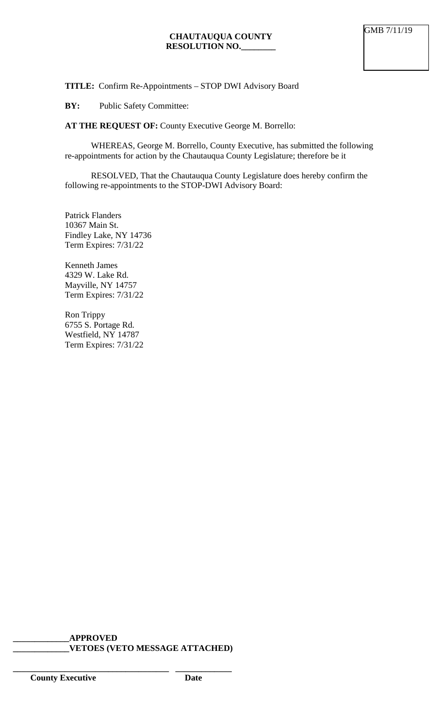GMB 7/11/19

**CHAUTAUQUA COUNTY**
**RESOLUTION NO.________**

**TITLE:** Confirm Re-Appointments – STOP DWI Advisory Board

**BY:** Public Safety Committee:

**AT THE REQUEST OF:** County Executive George M. Borrello:

WHEREAS, George M. Borrello, County Executive, has submitted the following re-appointments for action by the Chautauqua County Legislature; therefore be it

RESOLVED, That the Chautauqua County Legislature does hereby confirm the following re-appointments to the STOP-DWI Advisory Board:

Patrick Flanders
10367 Main St.
Findley Lake, NY 14736
Term Expires: 7/31/22

Kenneth James
4329 W. Lake Rd.
Mayville, NY 14757
Term Expires: 7/31/22

Ron Trippy
6755 S. Portage Rd.
Westfield, NY 14787
Term Expires: 7/31/22

_____________**APPROVED**
_____________**VETOES (VETO MESSAGE ATTACHED)**

___________________________________ _____________
**County Executive** **Date**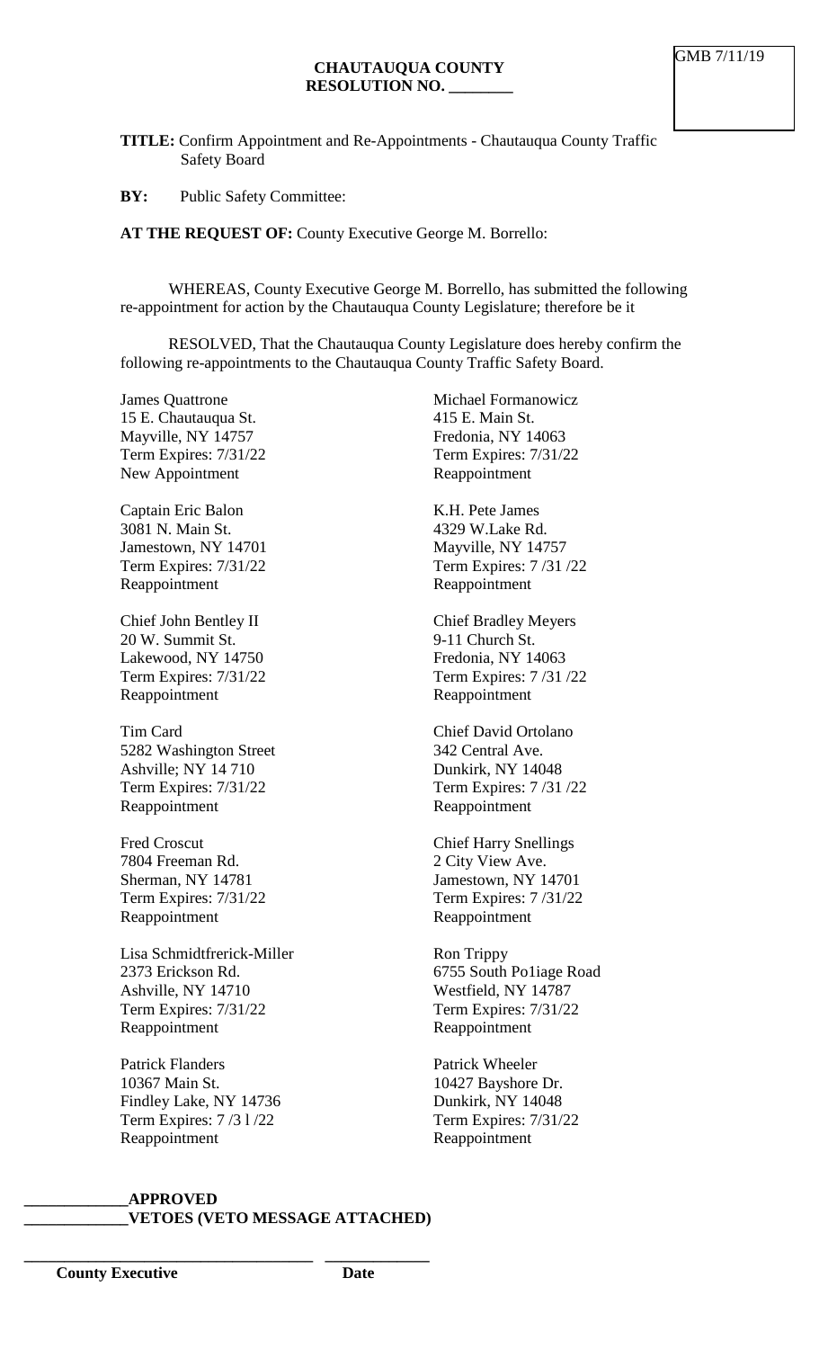GMB 7/11/19

**CHAUTAUQUA COUNTY**
**RESOLUTION NO. ________**

**TITLE:** Confirm Appointment and Re-Appointments - Chautauqua County Traffic Safety Board

**BY:** Public Safety Committee:

**AT THE REQUEST OF:** County Executive George M. Borrello:

WHEREAS, County Executive George M. Borrello, has submitted the following re-appointment for action by the Chautauqua County Legislature; therefore be it

RESOLVED, That the Chautauqua County Legislature does hereby confirm the following re-appointments to the Chautauqua County Traffic Safety Board.

James Quattrone
15 E. Chautauqua St.
Mayville, NY 14757
Term Expires: 7/31/22
New Appointment

Captain Eric Balon
3081 N. Main St.
Jamestown, NY 14701
Term Expires: 7/31/22
Reappointment

Chief John Bentley II
20 W. Summit St.
Lakewood, NY 14750
Term Expires: 7/31/22
Reappointment

Tim Card
5282 Washington Street
Ashville; NY 14 710
Term Expires: 7/31/22
Reappointment

Fred Croscut
7804 Freeman Rd.
Sherman, NY 14781
Term Expires: 7/31/22
Reappointment

Lisa Schmidtfrerick-Miller
2373 Erickson Rd.
Ashville, NY 14710
Term Expires: 7/31/22
Reappointment

Patrick Flanders
10367 Main St.
Findley Lake, NY 14736
Term Expires: 7 /3 l /22
Reappointment

Michael Formanowicz
415 E. Main St.
Fredonia, NY 14063
Term Expires: 7/31/22
Reappointment

K.H. Pete James
4329 W.Lake Rd.
Mayville, NY 14757
Term Expires: 7 /31 /22
Reappointment

Chief Bradley Meyers
9-11 Church St.
Fredonia, NY 14063
Term Expires: 7 /31 /22
Reappointment

Chief David Ortolano
342 Central Ave.
Dunkirk, NY 14048
Term Expires: 7 /31 /22
Reappointment

Chief Harry Snellings
2 City View Ave.
Jamestown, NY 14701
Term Expires: 7 /31/22
Reappointment

Ron Trippy
6755 South Po1iage Road
Westfield, NY 14787
Term Expires: 7/31/22
Reappointment

Patrick Wheeler
10427 Bayshore Dr.
Dunkirk, NY 14048
Term Expires: 7/31/22
Reappointment

**____________APPROVED**
**____________VETOES (VETO MESSAGE ATTACHED)**

**___________________________________ ____________**
**County Executive Date**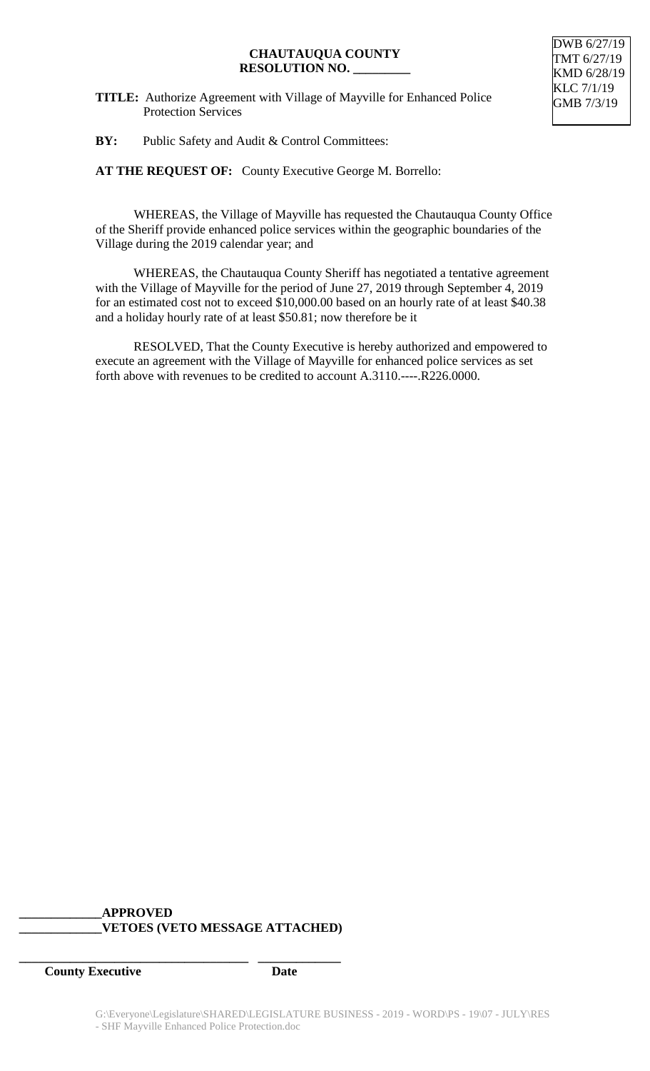DWB 6/27/19
TMT 6/27/19
KMD 6/28/19
KLC 7/1/19
GMB 7/3/19

**CHAUTAUQUA COUNTY**
**RESOLUTION NO. _________**

**TITLE:** Authorize Agreement with Village of Mayville for Enhanced Police Protection Services

**BY:** Public Safety and Audit & Control Committees:

**AT THE REQUEST OF:** County Executive George M. Borrello:

WHEREAS, the Village of Mayville has requested the Chautauqua County Office of the Sheriff provide enhanced police services within the geographic boundaries of the Village during the 2019 calendar year; and

WHEREAS, the Chautauqua County Sheriff has negotiated a tentative agreement with the Village of Mayville for the period of June 27, 2019 through September 4, 2019 for an estimated cost not to exceed $10,000.00 based on an hourly rate of at least $40.38 and a holiday hourly rate of at least $50.81; now therefore be it

RESOLVED, That the County Executive is hereby authorized and empowered to execute an agreement with the Village of Mayville for enhanced police services as set forth above with revenues to be credited to account A.3110.----.R226.0000.

**_____________APPROVED**
**_____________VETOES (VETO MESSAGE ATTACHED)**

**_____________________________________ _____________**
**County Executive Date**

G:\Everyone\Legislature\SHARED\LEGISLATURE BUSINESS - 2019 - WORD\PS - 19\07 - JULY\RES - SHF Mayville Enhanced Police Protection.doc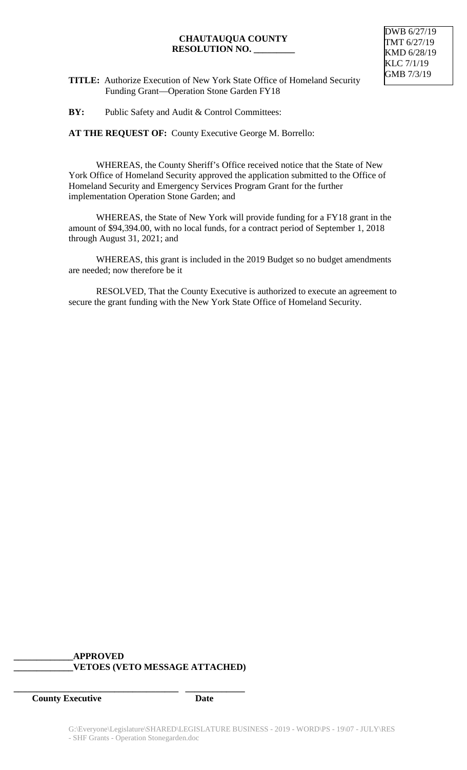**CHAUTAUQUA COUNTY**
**RESOLUTION NO. _________**

DWB 6/27/19
TMT 6/27/19
KMD 6/28/19
KLC 7/1/19
GMB 7/3/19

**TITLE:** Authorize Execution of New York State Office of Homeland Security Funding Grant—Operation Stone Garden FY18

**BY:** Public Safety and Audit & Control Committees:

**AT THE REQUEST OF:** County Executive George M. Borrello:

WHEREAS, the County Sheriff's Office received notice that the State of New York Office of Homeland Security approved the application submitted to the Office of Homeland Security and Emergency Services Program Grant for the further implementation Operation Stone Garden; and

WHEREAS, the State of New York will provide funding for a FY18 grant in the amount of $94,394.00, with no local funds, for a contract period of September 1, 2018 through August 31, 2021; and

WHEREAS, this grant is included in the 2019 Budget so no budget amendments are needed; now therefore be it

RESOLVED, That the County Executive is authorized to execute an agreement to secure the grant funding with the New York State Office of Homeland Security.

**_____________APPROVED**
**_____________VETOES (VETO MESSAGE ATTACHED)**

**____________________________________ _____________**
**County Executive Date**

G:\Everyone\Legislature\SHARED\LEGISLATURE BUSINESS - 2019 - WORD\PS - 19\07 - JULY\RES - SHF Grants - Operation Stonegarden.doc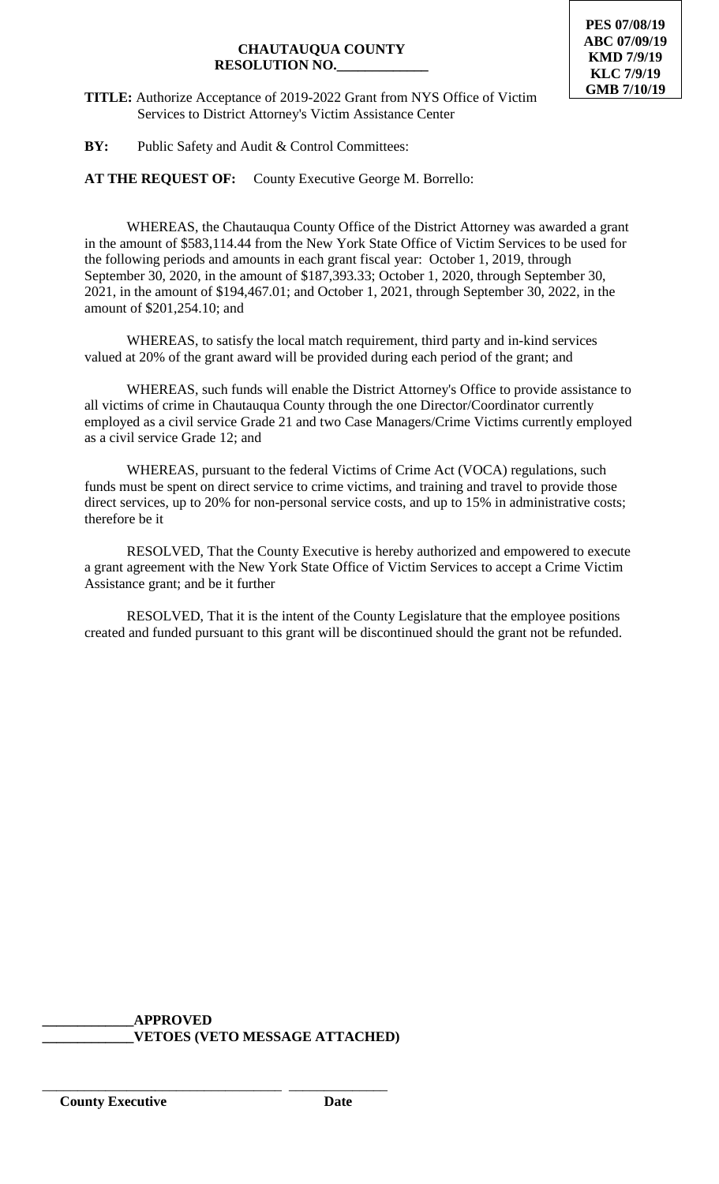**PES 07/08/19**
**ABC 07/09/19**
**KMD 7/9/19**
**KLC 7/9/19**
**GMB 7/10/19**

**CHAUTAUQUA COUNTY**
**RESOLUTION NO.\_\_\_\_\_\_\_\_\_\_\_\_\_**

**TITLE:** Authorize Acceptance of 2019-2022 Grant from NYS Office of Victim Services to District Attorney's Victim Assistance Center

**BY:** Public Safety and Audit & Control Committees:

**AT THE REQUEST OF:** County Executive George M. Borrello:

WHEREAS, the Chautauqua County Office of the District Attorney was awarded a grant in the amount of $583,114.44 from the New York State Office of Victim Services to be used for the following periods and amounts in each grant fiscal year: October 1, 2019, through September 30, 2020, in the amount of $187,393.33; October 1, 2020, through September 30, 2021, in the amount of $194,467.01; and October 1, 2021, through September 30, 2022, in the amount of $201,254.10; and

WHEREAS, to satisfy the local match requirement, third party and in-kind services valued at 20% of the grant award will be provided during each period of the grant; and

WHEREAS, such funds will enable the District Attorney's Office to provide assistance to all victims of crime in Chautauqua County through the one Director/Coordinator currently employed as a civil service Grade 21 and two Case Managers/Crime Victims currently employed as a civil service Grade 12; and

WHEREAS, pursuant to the federal Victims of Crime Act (VOCA) regulations, such funds must be spent on direct service to crime victims, and training and travel to provide those direct services, up to 20% for non-personal service costs, and up to 15% in administrative costs; therefore be it

RESOLVED, That the County Executive is hereby authorized and empowered to execute a grant agreement with the New York State Office of Victim Services to accept a Crime Victim Assistance grant; and be it further

RESOLVED, That it is the intent of the County Legislature that the employee positions created and funded pursuant to this grant will be discontinued should the grant not be refunded.

\_\_\_\_\_\_\_\_\_\_\_\_\_**APPROVED**
\_\_\_\_\_\_\_\_\_\_\_\_\_**VETOES (VETO MESSAGE ATTACHED)**

\_\_\_\_\_\_\_\_\_\_\_\_\_\_\_\_\_\_\_\_\_\_\_\_\_\_\_\_\_\_\_\_\_\_ \_\_\_\_\_\_\_\_\_\_\_\_\_\_
**County Executive** **Date**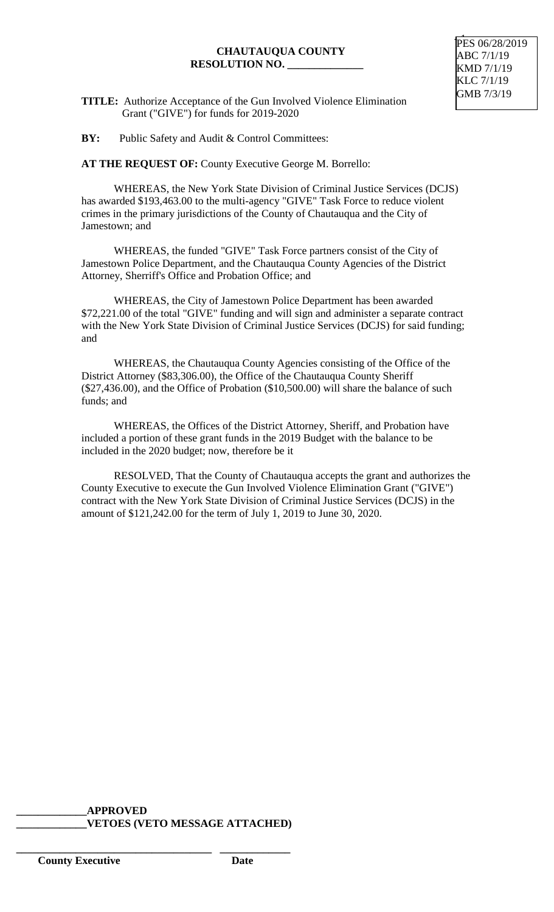PES 06/28/2019
ABC 7/1/19
KMD 7/1/19
KLC 7/1/19
GMB 7/3/19

**CHAUTAUQUA COUNTY**
**RESOLUTION NO. \_\_\_\_\_\_\_\_\_\_\_\_\_\_**

**TITLE:** Authorize Acceptance of the Gun Involved Violence Elimination Grant ("GIVE") for funds for 2019-2020

**BY:** Public Safety and Audit & Control Committees:

**AT THE REQUEST OF:** County Executive George M. Borrello:

WHEREAS, the New York State Division of Criminal Justice Services (DCJS) has awarded $193,463.00 to the multi-agency "GIVE" Task Force to reduce violent crimes in the primary jurisdictions of the County of Chautauqua and the City of Jamestown; and

WHEREAS, the funded "GIVE" Task Force partners consist of the City of Jamestown Police Department, and the Chautauqua County Agencies of the District Attorney, Sherriff's Office and Probation Office; and

WHEREAS, the City of Jamestown Police Department has been awarded $72,221.00 of the total "GIVE" funding and will sign and administer a separate contract with the New York State Division of Criminal Justice Services (DCJS) for said funding; and

WHEREAS, the Chautauqua County Agencies consisting of the Office of the District Attorney ($83,306.00), the Office of the Chautauqua County Sheriff ($27,436.00), and the Office of Probation ($10,500.00) will share the balance of such funds; and

WHEREAS, the Offices of the District Attorney, Sheriff, and Probation have included a portion of these grant funds in the 2019 Budget with the balance to be included in the 2020 budget; now, therefore be it

RESOLVED, That the County of Chautauqua accepts the grant and authorizes the County Executive to execute the Gun Involved Violence Elimination Grant ("GIVE") contract with the New York State Division of Criminal Justice Services (DCJS) in the amount of $121,242.00 for the term of July 1, 2019 to June 30, 2020.

**\_\_\_\_\_\_\_\_\_\_\_\_\_APPROVED**
**\_\_\_\_\_\_\_\_\_\_\_\_\_VETOES (VETO MESSAGE ATTACHED)**

**\_\_\_\_\_\_\_\_\_\_\_\_\_\_\_\_\_\_\_\_\_\_\_\_\_\_\_\_\_\_\_\_\_\_\_\_ \_\_\_\_\_\_\_\_\_\_\_\_\_**
**County Executive Date**